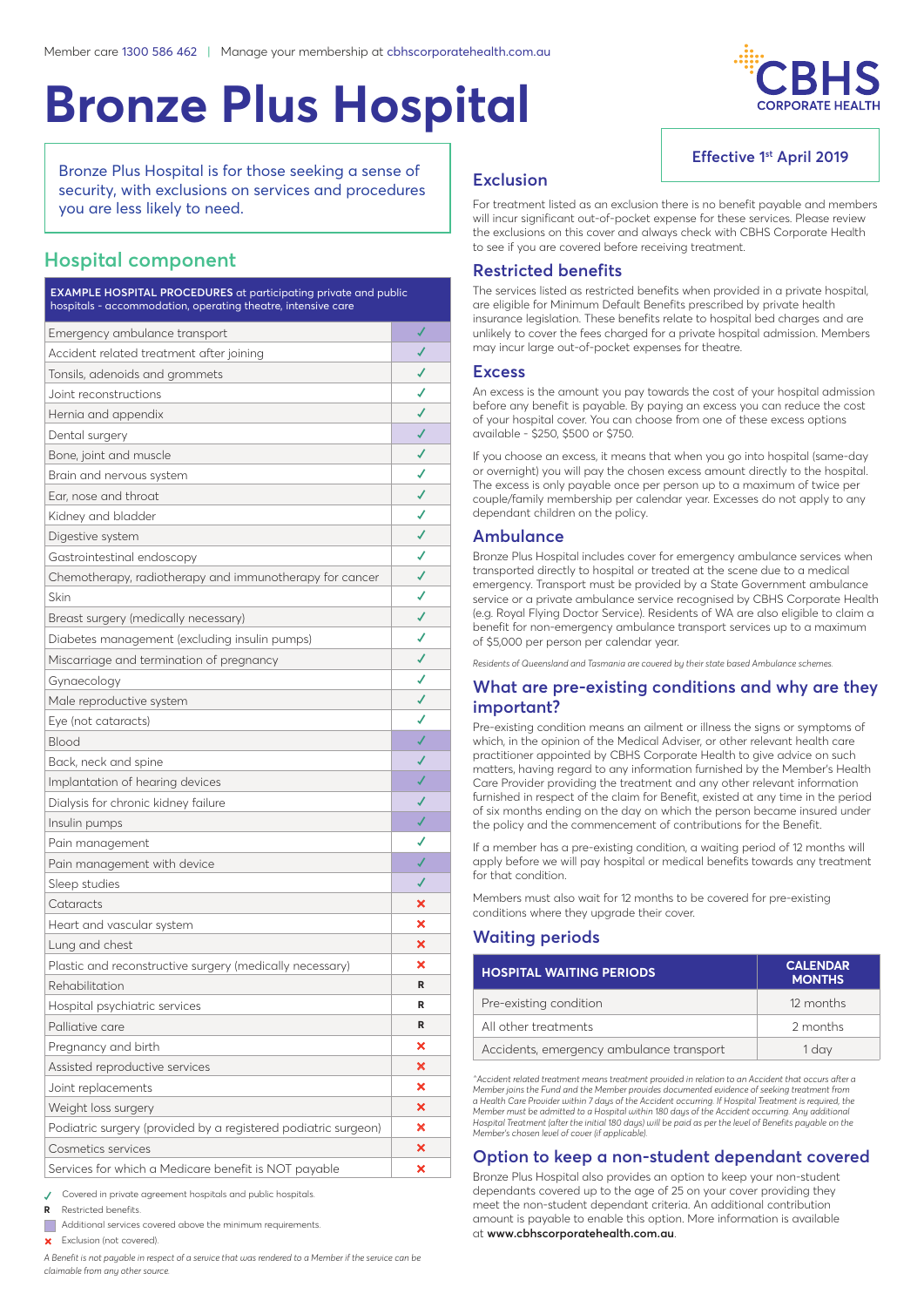Member care 1300 586 462 | Manage your membership at cbhscorporatehealth.com.au

# Bronze Plus Hospital

CBHS CORPORATE HEALTH

Bronze Plus Hospital is for those seeking a sense of security, with exclusions on services and procedures you are less likely to need.

## Hospital component

| EXAMPLE HOSPITAL PROCEDURES at participating private and public hospitals - accommodation, operating theatre, intensive care | |
|---|---|
| Emergency ambulance transport | ✓ |
| Accident related treatment after joining | ✓ |
| Tonsils, adenoids and grommets | ✓ |
| Joint reconstructions | ✓ |
| Hernia and appendix | ✓ |
| Dental surgery | ✓ |
| Bone, joint and muscle | ✓ |
| Brain and nervous system | ✓ |
| Ear, nose and throat | ✓ |
| Kidney and bladder | ✓ |
| Digestive system | ✓ |
| Gastrointestinal endoscopy | ✓ |
| Chemotherapy, radiotherapy and immunotherapy for cancer | ✓ |
| Skin | ✓ |
| Breast surgery (medically necessary) | ✓ |
| Diabetes management (excluding insulin pumps) | ✓ |
| Miscarriage and termination of pregnancy | ✓ |
| Gynaecology | ✓ |
| Male reproductive system | ✓ |
| Eye (not cataracts) | ✓ |
| Blood | ✓ |
| Back, neck and spine | ✓ |
| Implantation of hearing devices | ✓ |
| Dialysis for chronic kidney failure | ✓ |
| Insulin pumps | ✓ |
| Pain management | ✓ |
| Pain management with device | ✓ |
| Sleep studies | ✓ |
| Cataracts | ✗ |
| Heart and vascular system | ✗ |
| Lung and chest | ✗ |
| Plastic and reconstructive surgery (medically necessary) | ✗ |
| Rehabilitation | R |
| Hospital psychiatric services | R |
| Palliative care | R |
| Pregnancy and birth | ✗ |
| Assisted reproductive services | ✗ |
| Joint replacements | ✗ |
| Weight loss surgery | ✗ |
| Podiatric surgery (provided by a registered podiatric surgeon) | ✗ |
| Cosmetics services | ✗ |
| Services for which a Medicare benefit is NOT payable | ✗ |

✓ Covered in private agreement hospitals and public hospitals.

**R** Restricted benefits.

Additional services covered above the minimum requirements.

✗ Exclusion (not covered).

*A Benefit is not payable in respect of a service that was rendered to a Member if the service can be claimable from any other source.*

**Effective 1st April 2019**

## Exclusion

For treatment listed as an exclusion there is no benefit payable and members will incur significant out-of-pocket expense for these services. Please review the exclusions on this cover and always check with CBHS Corporate Health to see if you are covered before receiving treatment.

## Restricted benefits

The services listed as restricted benefits when provided in a private hospital, are eligible for Minimum Default Benefits prescribed by private health insurance legislation. These benefits relate to hospital bed charges and are unlikely to cover the fees charged for a private hospital admission. Members may incur large out-of-pocket expenses for theatre.

## Excess

An excess is the amount you pay towards the cost of your hospital admission before any benefit is payable. By paying an excess you can reduce the cost of your hospital cover. You can choose from one of these excess options available - $250, $500 or $750.

If you choose an excess, it means that when you go into hospital (same-day or overnight) you will pay the chosen excess amount directly to the hospital. The excess is only payable once per person up to a maximum of twice per couple/family membership per calendar year. Excesses do not apply to any dependant children on the policy.

## Ambulance

Bronze Plus Hospital includes cover for emergency ambulance services when transported directly to hospital or treated at the scene due to a medical emergency. Transport must be provided by a State Government ambulance service or a private ambulance service recognised by CBHS Corporate Health (e.g. Royal Flying Doctor Service). Residents of WA are also eligible to claim a benefit for non-emergency ambulance transport services up to a maximum of $5,000 per person per calendar year.

*Residents of Queensland and Tasmania are covered by their state based Ambulance schemes.*

## What are pre-existing conditions and why are they important?

Pre-existing condition means an ailment or illness the signs or symptoms of which, in the opinion of the Medical Adviser, or other relevant health care practitioner appointed by CBHS Corporate Health to give advice on such matters, having regard to any information furnished by the Member's Health Care Provider providing the treatment and any other relevant information furnished in respect of the claim for Benefit, existed at any time in the period of six months ending on the day on which the person became insured under the policy and the commencement of contributions for the Benefit.

If a member has a pre-existing condition, a waiting period of 12 months will apply before we will pay hospital or medical benefits towards any treatment for that condition.

Members must also wait for 12 months to be covered for pre-existing conditions where they upgrade their cover.

## Waiting periods

| HOSPITAL WAITING PERIODS | CALENDAR MONTHS |
|---|---|
| Pre-existing condition | 12 months |
| All other treatments | 2 months |
| Accidents, emergency ambulance transport | 1 day |

*^Accident related treatment means treatment provided in relation to an Accident that occurs after a Member joins the Fund and the Member provides documented evidence of seeking treatment from a Health Care Provider within 7 days of the Accident occurring. If Hospital Treatment is required, the Member must be admitted to a Hospital within 180 days of the Accident occurring. Any additional Hospital Treatment (after the initial 180 days) will be paid as per the level of Benefits payable on the Member's chosen level of cover (if applicable).*

## Option to keep a non-student dependant covered

Bronze Plus Hospital provides an option to keep your non-student dependants covered up to the age of 25 on your cover providing they meet the non-student dependant criteria. An additional contribution amount is payable to enable this option. More information is available at **www.cbhscorporatehealth.com.au**.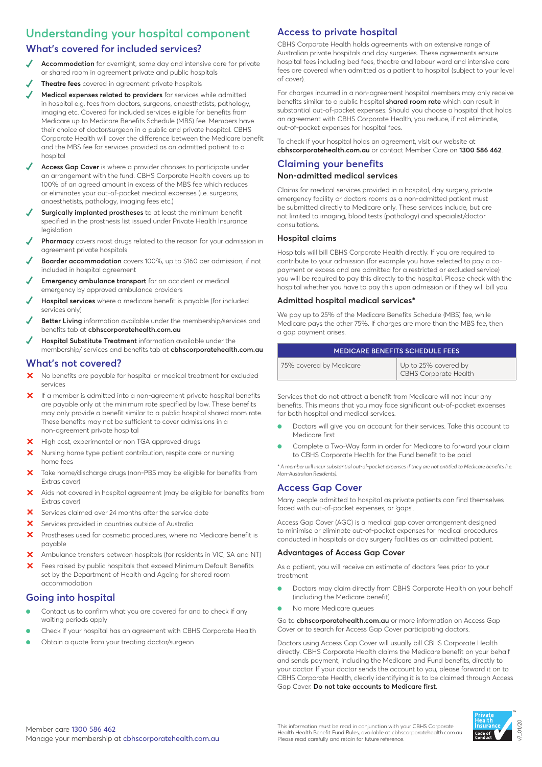# Understanding your hospital component

## What's covered for included services?

- **Accommodation** for overnight, same day and intensive care for private or shared room in agreement private and public hospitals
- **Theatre fees** covered in agreement private hospitals
- **Medical expenses related to providers** for services while admitted in hospital e.g. fees from doctors, surgeons, anaesthetists, pathology, imaging etc. Covered for included services eligible for benefits from Medicare up to Medicare Benefits Schedule (MBS) fee. Members have their choice of doctor/surgeon in a public and private hospital. CBHS Corporate Health will cover the difference between the Medicare benefit and the MBS fee for services provided as an admitted patient to a hospital
- **Access Gap Cover** is where a provider chooses to participate under an arrangement with the fund. CBHS Corporate Health covers up to 100% of an agreed amount in excess of the MBS fee which reduces or eliminates your out-of-pocket medical expenses (i.e. surgeons, anaesthetists, pathology, imaging fees etc.)
- **Surgically implanted prostheses** to at least the minimum benefit specified in the prosthesis list issued under Private Health Insurance legislation
- **Pharmacy** covers most drugs related to the reason for your admission in agreement private hospitals
- **Boarder accommodation** covers 100%, up to $160 per admission, if not included in hospital agreement
- **Emergency ambulance transport** for an accident or medical emergency by approved ambulance providers
- **Hospital services** where a medicare benefit is payable (for included services only)
- **Better Living** information available under the membership/services and benefits tab at **cbhscorporatehealth.com.au**
- **Hospital Substitute Treatment** information available under the membership/ services and benefits tab at **cbhscorporatehealth.com.au**

## What's not covered?

- No benefits are payable for hospital or medical treatment for excluded services
- If a member is admitted into a non-agreement private hospital benefits are payable only at the minimum rate specified by law. These benefits may only provide a benefit similar to a public hospital shared room rate. These benefits may not be sufficient to cover admissions in a non-agreement private hospital
- High cost, experimental or non TGA approved drugs
- Nursing home type patient contribution, respite care or nursing home fees
- Take home/discharge drugs (non-PBS may be eligible for benefits from Extras cover)
- Aids not covered in hospital agreement (may be eligible for benefits from Extras cover)
- Services claimed over 24 months after the service date
- Services provided in countries outside of Australia
- Prostheses used for cosmetic procedures, where no Medicare benefit is payable
- Ambulance transfers between hospitals (for residents in VIC, SA and NT)
- Fees raised by public hospitals that exceed Minimum Default Benefits set by the Department of Health and Ageing for shared room accommodation

## Going into hospital

- Contact us to confirm what you are covered for and to check if any waiting periods apply
- Check if your hospital has an agreement with CBHS Corporate Health
- Obtain a quote from your treating doctor/surgeon

## Access to private hospital

CBHS Corporate Health holds agreements with an extensive range of Australian private hospitals and day surgeries. These agreements ensure hospital fees including bed fees, theatre and labour ward and intensive care fees are covered when admitted as a patient to hospital (subject to your level of cover).

For charges incurred in a non-agreement hospital members may only receive benefits similar to a public hospital **shared room rate** which can result in substantial out-of-pocket expenses. Should you choose a hospital that holds an agreement with CBHS Corporate Health, you reduce, if not eliminate, out-of-pocket expenses for hospital fees.

To check if your hospital holds an agreement, visit our website at **cbhscorporatehealth.com.au** or contact Member Care on **1300 586 462**.

## Claiming your benefits

### Non-admitted medical services

Claims for medical services provided in a hospital, day surgery, private emergency facility or doctors rooms as a non-admitted patient must be submitted directly to Medicare only. These services include, but are not limited to imaging, blood tests (pathology) and specialist/doctor consultations.

### Hospital claims

Hospitals will bill CBHS Corporate Health directly. If you are required to contribute to your admission (for example you have selected to pay a co-payment or excess and are admitted for a restricted or excluded service) you will be required to pay this directly to the hospital. Please check with the hospital whether you have to pay this upon admission or if they will bill you.

### Admitted hospital medical services*

We pay up to 25% of the Medicare Benefits Schedule (MBS) fee, while Medicare pays the other 75%. If charges are more than the MBS fee, then a gap payment arises.

| MEDICARE BENEFITS SCHEDULE FEES | |
|---|---|
| 75% covered by Medicare | Up to 25% covered by CBHS Corporate Health |

Services that do not attract a benefit from Medicare will not incur any benefits. This means that you may face significant out-of-pocket expenses for both hospital and medical services.

- Doctors will give you an account for their services. Take this account to Medicare first
- Complete a Two-Way form in order for Medicare to forward your claim to CBHS Corporate Health for the Fund benefit to be paid

*\* A member will incur substantial out-of-pocket expenses if they are not entitled to Medicare benefits (i.e. Non-Australian Residents).*

## Access Gap Cover

Many people admitted to hospital as private patients can find themselves faced with out-of-pocket expenses, or 'gaps'.

Access Gap Cover (AGC) is a medical gap cover arrangement designed to minimise or eliminate out-of-pocket expenses for medical procedures conducted in hospitals or day surgery facilities as an admitted patient.

### Advantages of Access Gap Cover

As a patient, you will receive an estimate of doctors fees prior to your treatment

- Doctors may claim directly from CBHS Corporate Health on your behalf (including the Medicare benefit)
- No more Medicare queues

Go to **cbhscorporatehealth.com.au** or more information on Access Gap Cover or to search for Access Gap Cover participating doctors.

Doctors using Access Gap Cover will usually bill CBHS Corporate Health directly. CBHS Corporate Health claims the Medicare benefit on your behalf and sends payment, including the Medicare and Fund benefits, directly to your doctor. If your doctor sends the account to you, please forward it on to CBHS Corporate Health, clearly identifying it is to be claimed through Access Gap Cover. **Do not take accounts to Medicare first**.

Member care 1300 586 462
Manage your membership at cbhscorporatehealth.com.au

This information must be read in conjunction with your CBHS Corporate Health Health Benefit Fund Rules, available at cbhscorporatehealth.com.au
Please read carefully and retain for future reference.

v7_01/20